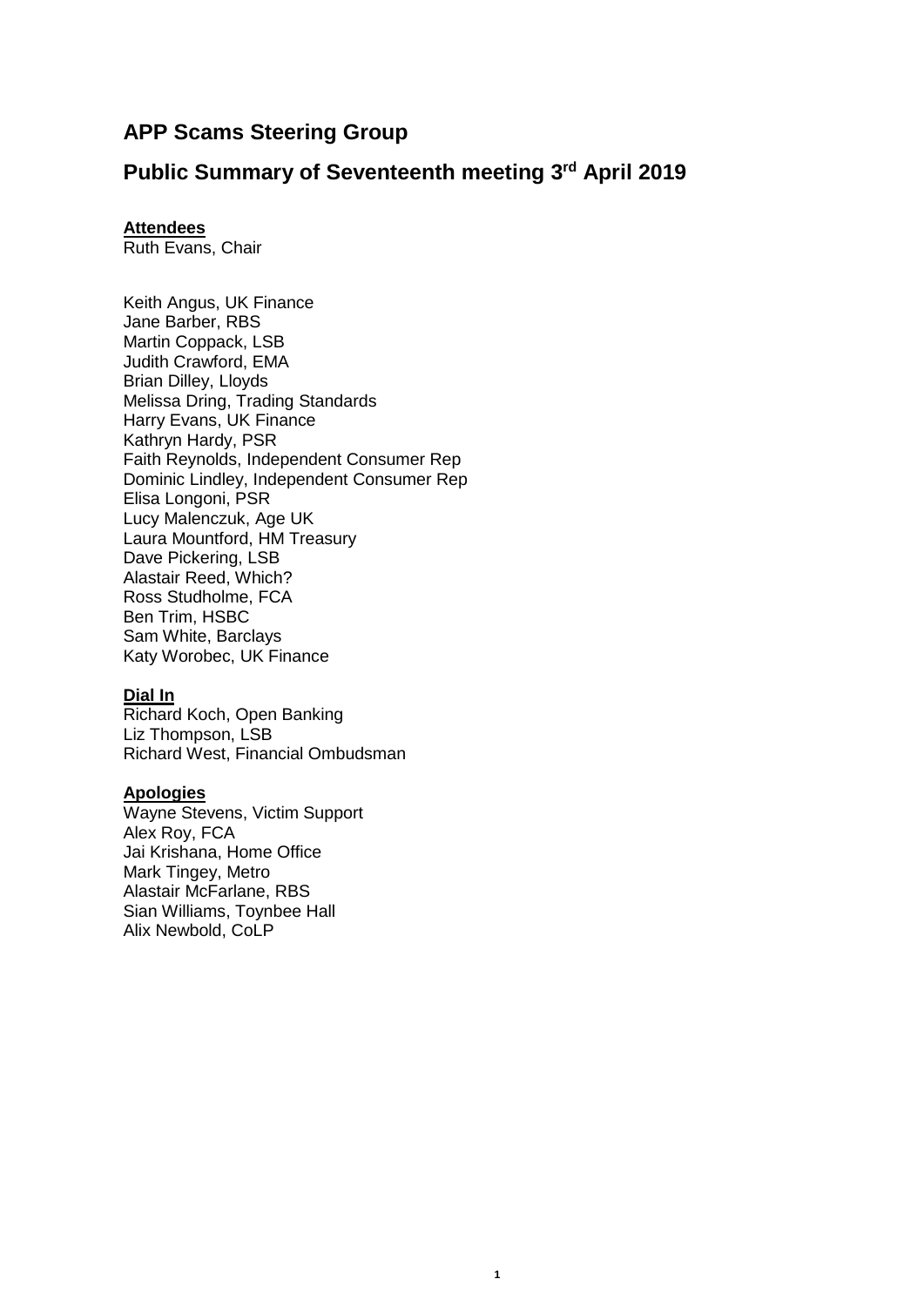# APP Scams Steering Group

## Public Summary of Seventeenth meeting 3rd April 2019

**Attendees**

Ruth Evans, Chair

Keith Angus, UK Finance
Jane Barber, RBS
Martin Coppack, LSB
Judith Crawford, EMA
Brian Dilley, Lloyds
Melissa Dring, Trading Standards
Harry Evans, UK Finance
Kathryn Hardy, PSR
Faith Reynolds, Independent Consumer Rep
Dominic Lindley, Independent Consumer Rep
Elisa Longoni, PSR
Lucy Malenczuk, Age UK
Laura Mountford, HM Treasury
Dave Pickering, LSB
Alastair Reed, Which?
Ross Studholme, FCA
Ben Trim, HSBC
Sam White, Barclays
Katy Worobec, UK Finance

**Dial In**

Richard Koch, Open Banking
Liz Thompson, LSB
Richard West, Financial Ombudsman

**Apologies**

Wayne Stevens, Victim Support
Alex Roy, FCA
Jai Krishana, Home Office
Mark Tingey, Metro
Alastair McFarlane, RBS
Sian Williams, Toynbee Hall
Alix Newbold, CoLP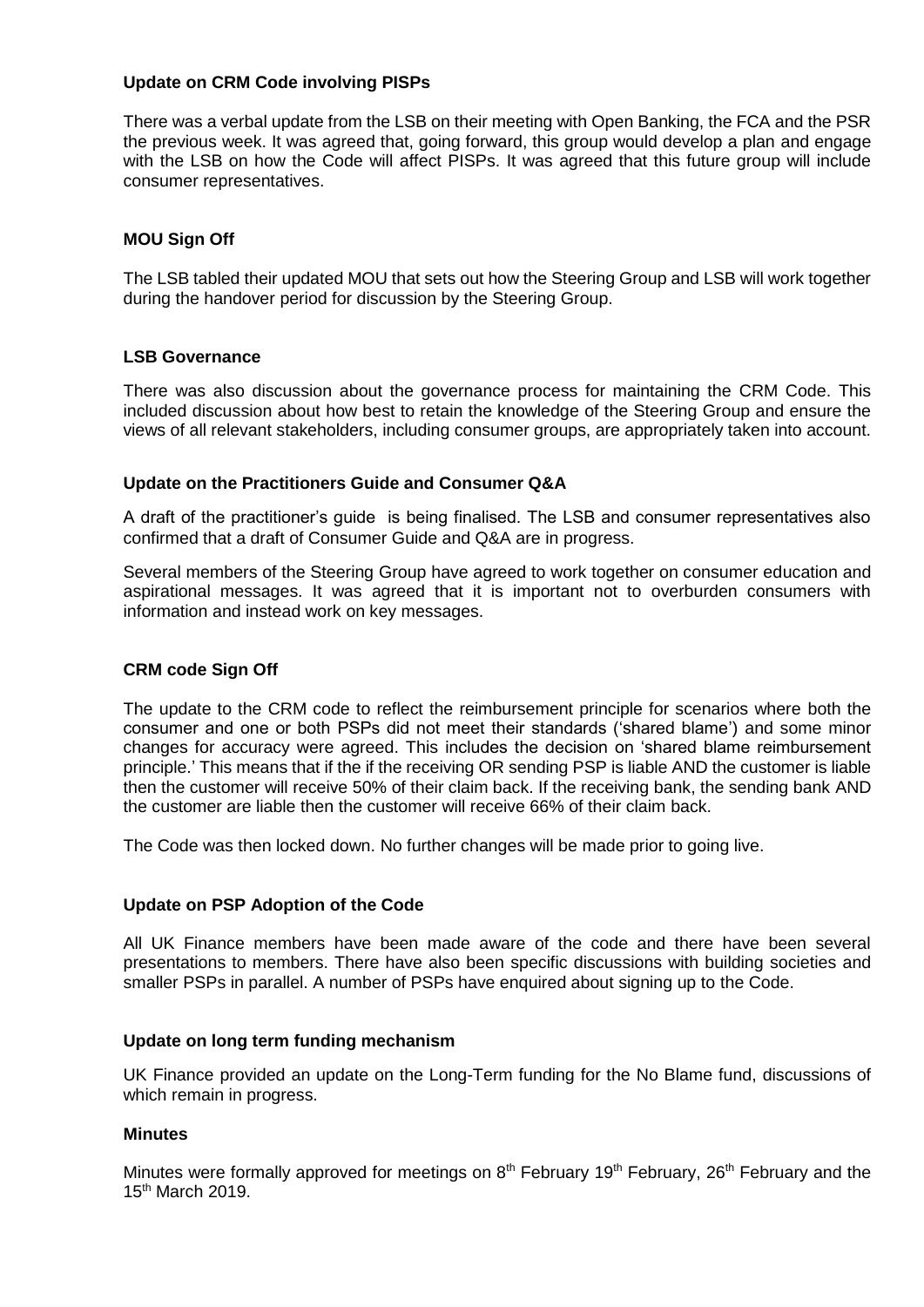**Update on CRM Code involving PISPs**

There was a verbal update from the LSB on their meeting with Open Banking, the FCA and the PSR the previous week. It was agreed that, going forward, this group would develop a plan and engage with the LSB on how the Code will affect PISPs. It was agreed that this future group will include consumer representatives.

**MOU Sign Off**

The LSB tabled their updated MOU that sets out how the Steering Group and LSB will work together during the handover period for discussion by the Steering Group.

**LSB Governance**

There was also discussion about the governance process for maintaining the CRM Code. This included discussion about how best to retain the knowledge of the Steering Group and ensure the views of all relevant stakeholders, including consumer groups, are appropriately taken into account.

**Update on the Practitioners Guide and Consumer Q&A**

A draft of the practitioner's guide is being finalised. The LSB and consumer representatives also confirmed that a draft of Consumer Guide and Q&A are in progress.

Several members of the Steering Group have agreed to work together on consumer education and aspirational messages. It was agreed that it is important not to overburden consumers with information and instead work on key messages.

**CRM code Sign Off**

The update to the CRM code to reflect the reimbursement principle for scenarios where both the consumer and one or both PSPs did not meet their standards ('shared blame') and some minor changes for accuracy were agreed. This includes the decision on 'shared blame reimbursement principle.' This means that if the if the receiving OR sending PSP is liable AND the customer is liable then the customer will receive 50% of their claim back. If the receiving bank, the sending bank AND the customer are liable then the customer will receive 66% of their claim back.

The Code was then locked down. No further changes will be made prior to going live.

**Update on PSP Adoption of the Code**

All UK Finance members have been made aware of the code and there have been several presentations to members. There have also been specific discussions with building societies and smaller PSPs in parallel. A number of PSPs have enquired about signing up to the Code.

**Update on long term funding mechanism**

UK Finance provided an update on the Long-Term funding for the No Blame fund, discussions of which remain in progress.

**Minutes**

Minutes were formally approved for meetings on 8th February 19th February, 26th February and the 15th March 2019.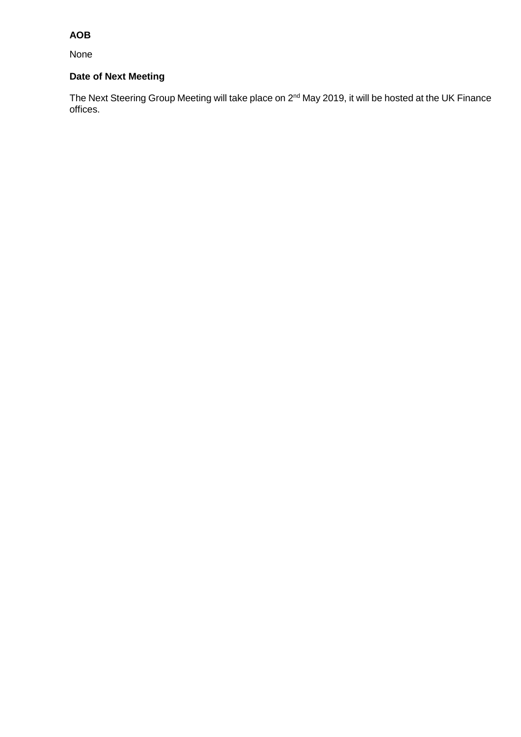**AOB**

None

**Date of Next Meeting**

The Next Steering Group Meeting will take place on 2nd May 2019, it will be hosted at the UK Finance offices.